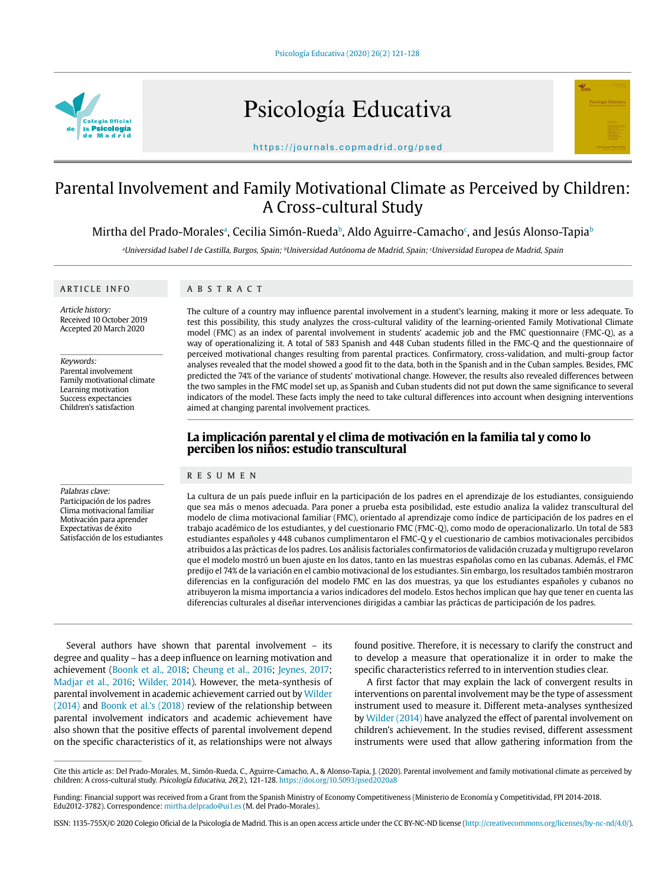# Parental Involvement and Family Motivational Climate as Perceived by Children: A Cross-cultural Study

Mirtha del Prado-Morales[a], Cecilia Simón-Rueda[b], Aldo Aguirre-Camacho[c], and Jesús Alonso-Tapia[b]

[a]Universidad Isabel I de Castilla, Burgos, Spain; [b]Universidad Autónoma de Madrid, Spain; [c]Universidad Europea de Madrid, Spain

## ARTICLE INFO

*Article history:*
Received 10 October 2019
Accepted 20 March 2020

*Keywords:*
Parental involvement
Family motivational climate
Learning motivation
Success expectancies
Children's satisfaction

## ABSTRACT

The culture of a country may influence parental involvement in a student's learning, making it more or less adequate. To test this possibility, this study analyzes the cross-cultural validity of the learning-oriented Family Motivational Climate model (FMC) as an index of parental involvement in students' academic job and the FMC questionnaire (FMC-Q), as a way of operationalizing it. A total of 583 Spanish and 448 Cuban students filled in the FMC-Q and the questionnaire of perceived motivational changes resulting from parental practices. Confirmatory, cross-validation, and multi-group factor analyses revealed that the model showed a good fit to the data, both in the Spanish and in the Cuban samples. Besides, FMC predicted the 74% of the variance of students' motivational change. However, the results also revealed differences between the two samples in the FMC model set up, as Spanish and Cuban students did not put down the same significance to several indicators of the model. These facts imply the need to take cultural differences into account when designing interventions aimed at changing parental involvement practices.

## La implicación parental y el clima de motivación en la familia tal y como lo perciben los niños: estudio transcultural

*Palabras clave:*
Participación de los padres
Clima motivacional familiar
Motivación para aprender
Expectativas de éxito
Satisfacción de los estudiantes

## RESUMEN

La cultura de un país puede influir en la participación de los padres en el aprendizaje de los estudiantes, consiguiendo que sea más o menos adecuada. Para poner a prueba esta posibilidad, este estudio analiza la validez transcultural del modelo de clima motivacional familiar (FMC), orientado al aprendizaje como índice de participación de los padres en el trabajo académico de los estudiantes, y del cuestionario FMC (FMC-Q), como modo de operacionalizarlo. Un total de 583 estudiantes españoles y 448 cubanos cumplimentaron el FMC-Q y el cuestionario de cambios motivacionales percibidos atribuidos a las prácticas de los padres. Los análisis factoriales confirmatorios de validación cruzada y multigrupo revelaron que el modelo mostró un buen ajuste en los datos, tanto en las muestras españolas como en las cubanas. Además, el FMC predijo el 74% de la variación en el cambio motivacional de los estudiantes. Sin embargo, los resultados también mostraron diferencias en la configuración del modelo FMC en las dos muestras, ya que los estudiantes españoles y cubanos no atribuyeron la misma importancia a varios indicadores del modelo. Estos hechos implican que hay que tener en cuenta las diferencias culturales al diseñar intervenciones dirigidas a cambiar las prácticas de participación de los padres.

Several authors have shown that parental involvement – its degree and quality – has a deep influence on learning motivation and achievement (Boonk et al., 2018; Cheung et al., 2016; Jeynes, 2017; Madjar et al., 2016; Wilder, 2014). However, the meta-synthesis of parental involvement in academic achievement carried out by Wilder (2014) and Boonk et al.'s (2018) review of the relationship between parental involvement indicators and academic achievement have also shown that the positive effects of parental involvement depend on the specific characteristics of it, as relationships were not always found positive. Therefore, it is necessary to clarify the construct and to develop a measure that operationalize it in order to make the specific characteristics referred to in intervention studies clear.

A first factor that may explain the lack of convergent results in interventions on parental involvement may be the type of assessment instrument used to measure it. Different meta-analyses synthesized by Wilder (2014) have analyzed the effect of parental involvement on children's achievement. In the studies revised, different assessment instruments were used that allow gathering information from the

Cite this article as: Del Prado-Morales, M., Simón-Rueda, C., Aguirre-Camacho, A., & Alonso-Tapia, J. (2020). Parental involvement and family motivational climate as perceived by children: A cross-cultural study. *Psicología Educativa, 26*(2), 121-128. https://doi.org/10.5093/psed2020a8

Funding: Financial support was received from a Grant from the Spanish Ministry of Economy Competitiveness (Ministerio de Economía y Competitividad, FPI 2014-2018. Edu2012-3782). Correspondence: mirtha.delprado@ui1.es (M. del Prado-Morales).

ISSN: 1135-755X/© 2020 Colegio Oficial de la Psicología de Madrid. This is an open access article under the CC BY-NC-ND license (http://creativecommons.org/licenses/by-nc-nd/4.0/).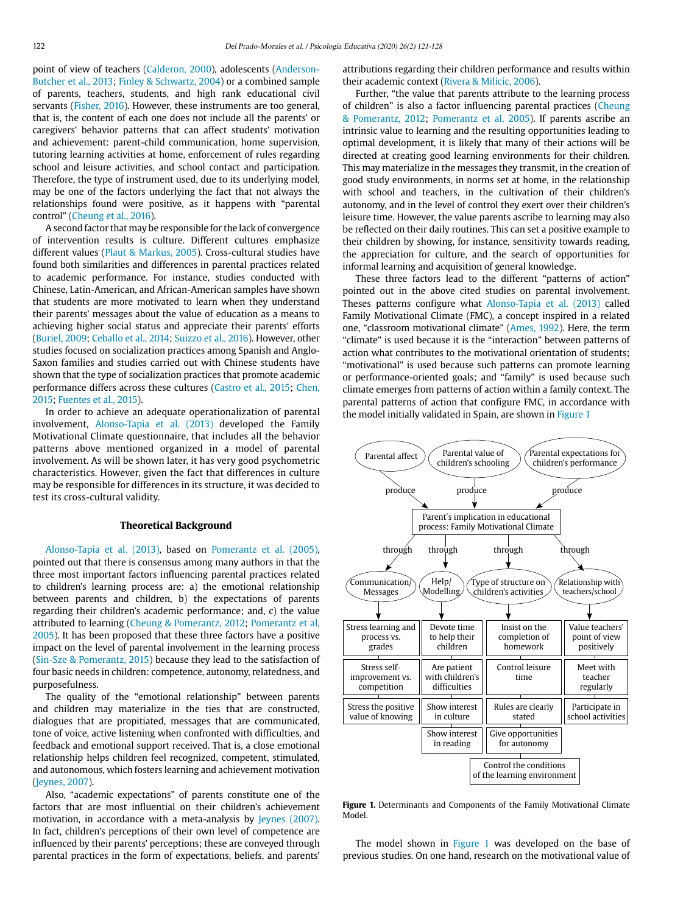point of view of teachers (Calderon, 2000), adolescents (Anderson-Butcher et al., 2013; Finley & Schwartz, 2004) or a combined sample of parents, teachers, students, and high rank educational civil servants (Fisher, 2016). However, these instruments are too general, that is, the content of each one does not include all the parents' or caregivers' behavior patterns that can affect students' motivation and achievement: parent-child communication, home supervision, tutoring learning activities at home, enforcement of rules regarding school and leisure activities, and school contact and participation. Therefore, the type of instrument used, due to its underlying model, may be one of the factors underlying the fact that not always the relationships found were positive, as it happens with "parental control" (Cheung et al., 2016).

A second factor that may be responsible for the lack of convergence of intervention results is culture. Different cultures emphasize different values (Plaut & Markus, 2005). Cross-cultural studies have found both similarities and differences in parental practices related to academic performance. For instance, studies conducted with Chinese, Latin-American, and African-American samples have shown that students are more motivated to learn when they understand their parents' messages about the value of education as a means to achieving higher social status and appreciate their parents' efforts (Buriel, 2009; Ceballo et al., 2014; Suizzo et al., 2016). However, other studies focused on socialization practices among Spanish and Anglo-Saxon families and studies carried out with Chinese students have shown that the type of socialization practices that promote academic performance differs across these cultures (Castro et al., 2015; Chen, 2015; Fuentes et al., 2015).

In order to achieve an adequate operationalization of parental involvement, Alonso-Tapia et al. (2013) developed the Family Motivational Climate questionnaire, that includes all the behavior patterns above mentioned organized in a model of parental involvement. As will be shown later, it has very good psychometric characteristics. However, given the fact that differences in culture may be responsible for differences in its structure, it was decided to test its cross-cultural validity.

## Theoretical Background

Alonso-Tapia et al. (2013), based on Pomerantz et al. (2005), pointed out that there is consensus among many authors in that the three most important factors influencing parental practices related to children's learning process are: a) the emotional relationship between parents and children, b) the expectations of parents regarding their children's academic performance; and, c) the value attributed to learning (Cheung & Pomerantz, 2012; Pomerantz et al, 2005). It has been proposed that these three factors have a positive impact on the level of parental involvement in the learning process (Sin-Sze & Pomerantz, 2015) because they lead to the satisfaction of four basic needs in children: competence, autonomy, relatedness, and purposefulness.

The quality of the "emotional relationship" between parents and children may materialize in the ties that are constructed, dialogues that are propitiated, messages that are communicated, tone of voice, active listening when confronted with difficulties, and feedback and emotional support received. That is, a close emotional relationship helps children feel recognized, competent, stimulated, and autonomous, which fosters learning and achievement motivation (Jeynes, 2007).

Also, "academic expectations" of parents constitute one of the factors that are most influential on their children's achievement motivation, in accordance with a meta-analysis by Jeynes (2007). In fact, children's perceptions of their own level of competence are influenced by their parents' perceptions; these are conveyed through parental practices in the form of expectations, beliefs, and parents' attributions regarding their children performance and results within their academic context (Rivera & Milicic, 2006).

Further, "the value that parents attribute to the learning process of children" is also a factor influencing parental practices (Cheung & Pomerantz, 2012; Pomerantz et al, 2005). If parents ascribe an intrinsic value to learning and the resulting opportunities leading to optimal development, it is likely that many of their actions will be directed at creating good learning environments for their children. This may materialize in the messages they transmit, in the creation of good study environments, in norms set at home, in the relationship with school and teachers, in the cultivation of their children's autonomy, and in the level of control they exert over their children's leisure time. However, the value parents ascribe to learning may also be reflected on their daily routines. This can set a positive example to their children by showing, for instance, sensitivity towards reading, the appreciation for culture, and the search of opportunities for informal learning and acquisition of general knowledge.

These three factors lead to the different "patterns of action" pointed out in the above cited studies on parental involvement. Theses patterns configure what Alonso-Tapia et al. (2013) called Family Motivational Climate (FMC), a concept inspired in a related one, "classroom motivational climate" (Ames, 1992). Here, the term "climate" is used because it is the "interaction" between patterns of action what contributes to the motivational orientation of students; "motivational" is used because such patterns can promote learning or performance-oriented goals; and "family" is used because such climate emerges from patterns of action within a family context. The parental patterns of action that configure FMC, in accordance with the model initially validated in Spain, are shown in Figure 1

Parental affect — produce →; Parental value of children's schooling — produce →; Parental expectations for children's performance — produce →
Parent´s implication in educational process: Family Motivational Climate

| Communication/ Messages | Help/ Modelling | Type of structure on children's activities | Relationship with teachers/school |
|---|---|---|---|
| Stress learning and process vs. grades | Devote time to help their children | Insist on the completion of homework | Value teachers' point of view positively |
| Stress self-improvement vs. competition | Are patient with children's difficulties | Control leisure time | Meet with teacher regularly |
| Stress the positive value of knowing | Show interest in culture | Rules are clearly stated | Participate in school activities |
| | Show interest in reading | Give opportunities for autonomy | |
| | | Control the conditions of the learning environment | |

**Figure 1.** Determinants and Components of the Family Motivational Climate Model.

The model shown in Figure 1 was developed on the base of previous studies. On one hand, research on the motivational value of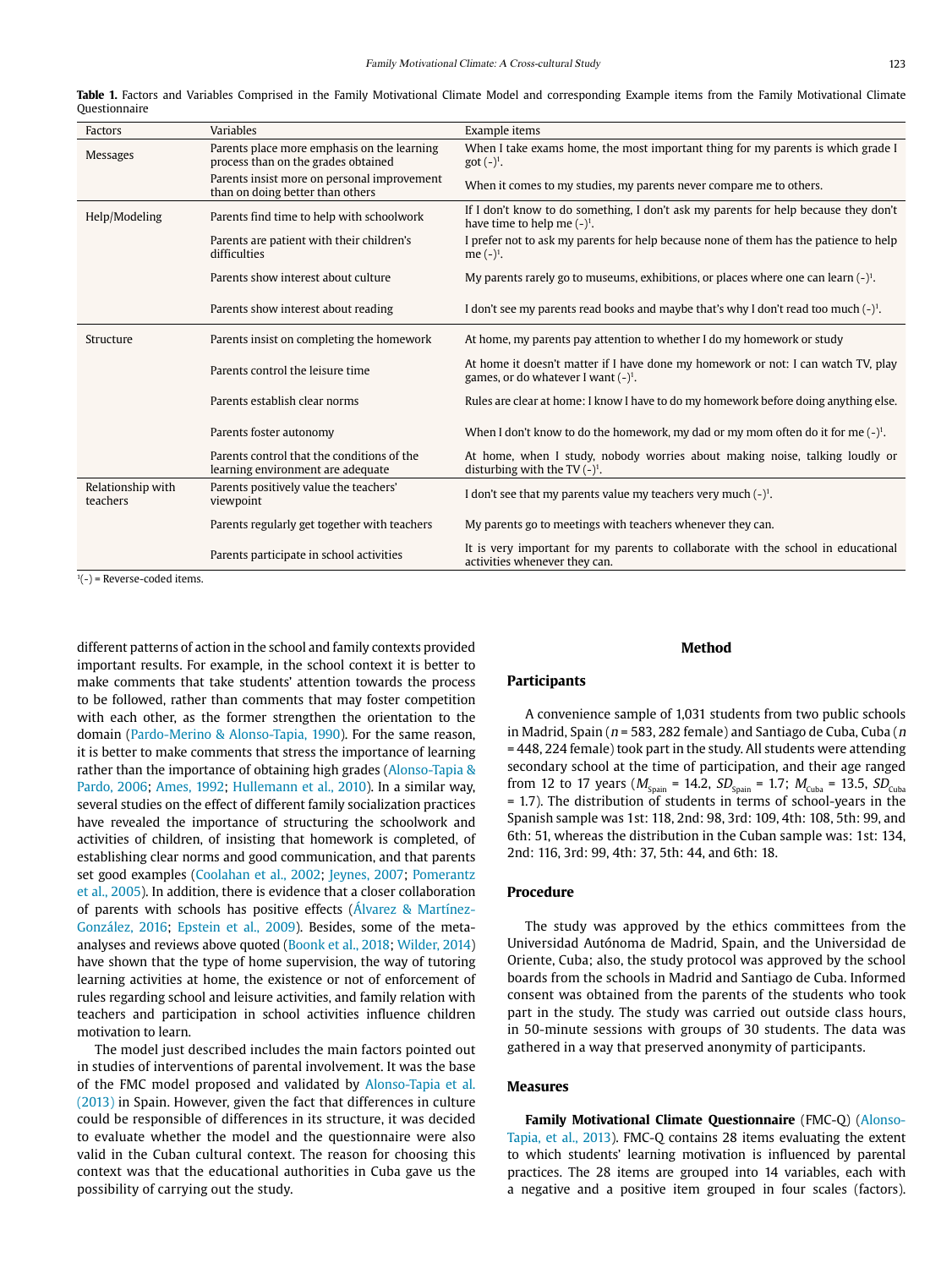**Table 1.** Factors and Variables Comprised in the Family Motivational Climate Model and corresponding Example items from the Family Motivational Climate Questionnaire

| Factors | Variables | Example items |
| --- | --- | --- |
| Messages | Parents place more emphasis on the learning process than on the grades obtained | When I take exams home, the most important thing for my parents is which grade I got (-)[1]. |
| | Parents insist more on personal improvement than on doing better than others | When it comes to my studies, my parents never compare me to others. |
| Help/Modeling | Parents find time to help with schoolwork | If I don't know to do something, I don't ask my parents for help because they don't have time to help me (-)[1]. |
| | Parents are patient with their children's difficulties | I prefer not to ask my parents for help because none of them has the patience to help me (-)[1]. |
| | Parents show interest about culture | My parents rarely go to museums, exhibitions, or places where one can learn (-)[1]. |
| | Parents show interest about reading | I don't see my parents read books and maybe that's why I don't read too much (-)[1]. |
| Structure | Parents insist on completing the homework | At home, my parents pay attention to whether I do my homework or study |
| | Parents control the leisure time | At home it doesn't matter if I have done my homework or not: I can watch TV, play games, or do whatever I want (-)[1]. |
| | Parents establish clear norms | Rules are clear at home: I know I have to do my homework before doing anything else. |
| | Parents foster autonomy | When I don't know to do the homework, my dad or my mom often do it for me (-)[1]. |
| | Parents control that the conditions of the learning environment are adequate | At home, when I study, nobody worries about making noise, talking loudly or disturbing with the TV (-)[1]. |
| Relationship with teachers | Parents positively value the teachers' viewpoint | I don't see that my parents value my teachers very much (-)[1]. |
| | Parents regularly get together with teachers | My parents go to meetings with teachers whenever they can. |
| | Parents participate in school activities | It is very important for my parents to collaborate with the school in educational activities whenever they can. |

[1](-) = Reverse-coded items.

different patterns of action in the school and family contexts provided important results. For example, in the school context it is better to make comments that take students' attention towards the process to be followed, rather than comments that may foster competition with each other, as the former strengthen the orientation to the domain (Pardo-Merino & Alonso-Tapia, 1990). For the same reason, it is better to make comments that stress the importance of learning rather than the importance of obtaining high grades (Alonso-Tapia & Pardo, 2006; Ames, 1992; Hullemann et al., 2010). In a similar way, several studies on the effect of different family socialization practices have revealed the importance of structuring the schoolwork and activities of children, of insisting that homework is completed, of establishing clear norms and good communication, and that parents set good examples (Coolahan et al., 2002; Jeynes, 2007; Pomerantz et al., 2005). In addition, there is evidence that a closer collaboration of parents with schools has positive effects (Álvarez & Martínez-González, 2016; Epstein et al., 2009). Besides, some of the meta-analyses and reviews above quoted (Boonk et al., 2018; Wilder, 2014) have shown that the type of home supervision, the way of tutoring learning activities at home, the existence or not of enforcement of rules regarding school and leisure activities, and family relation with teachers and participation in school activities influence children motivation to learn.

The model just described includes the main factors pointed out in studies of interventions of parental involvement. It was the base of the FMC model proposed and validated by Alonso-Tapia et al. (2013) in Spain. However, given the fact that differences in culture could be responsible of differences in its structure, it was decided to evaluate whether the model and the questionnaire were also valid in the Cuban cultural context. The reason for choosing this context was that the educational authorities in Cuba gave us the possibility of carrying out the study.

## Method

### Participants

A convenience sample of 1,031 students from two public schools in Madrid, Spain ($n$ = 583, 282 female) and Santiago de Cuba, Cuba ($n$ = 448, 224 female) took part in the study. All students were attending secondary school at the time of participation, and their age ranged from 12 to 17 years ($M_{Spain}$ = 14.2, $SD_{Spain}$ = 1.7; $M_{Cuba}$ = 13.5, $SD_{Cuba}$ = 1.7). The distribution of students in terms of school-years in the Spanish sample was 1st: 118, 2nd: 98, 3rd: 109, 4th: 108, 5th: 99, and 6th: 51, whereas the distribution in the Cuban sample was: 1st: 134, 2nd: 116, 3rd: 99, 4th: 37, 5th: 44, and 6th: 18.

### Procedure

The study was approved by the ethics committees from the Universidad Autónoma de Madrid, Spain, and the Universidad de Oriente, Cuba; also, the study protocol was approved by the school boards from the schools in Madrid and Santiago de Cuba. Informed consent was obtained from the parents of the students who took part in the study. The study was carried out outside class hours, in 50-minute sessions with groups of 30 students. The data was gathered in a way that preserved anonymity of participants.

### Measures

**Family Motivational Climate Questionnaire** (FMC-Q) (Alonso-Tapia, et al., 2013). FMC-Q contains 28 items evaluating the extent to which students' learning motivation is influenced by parental practices. The 28 items are grouped into 14 variables, each with a negative and a positive item grouped in four scales (factors).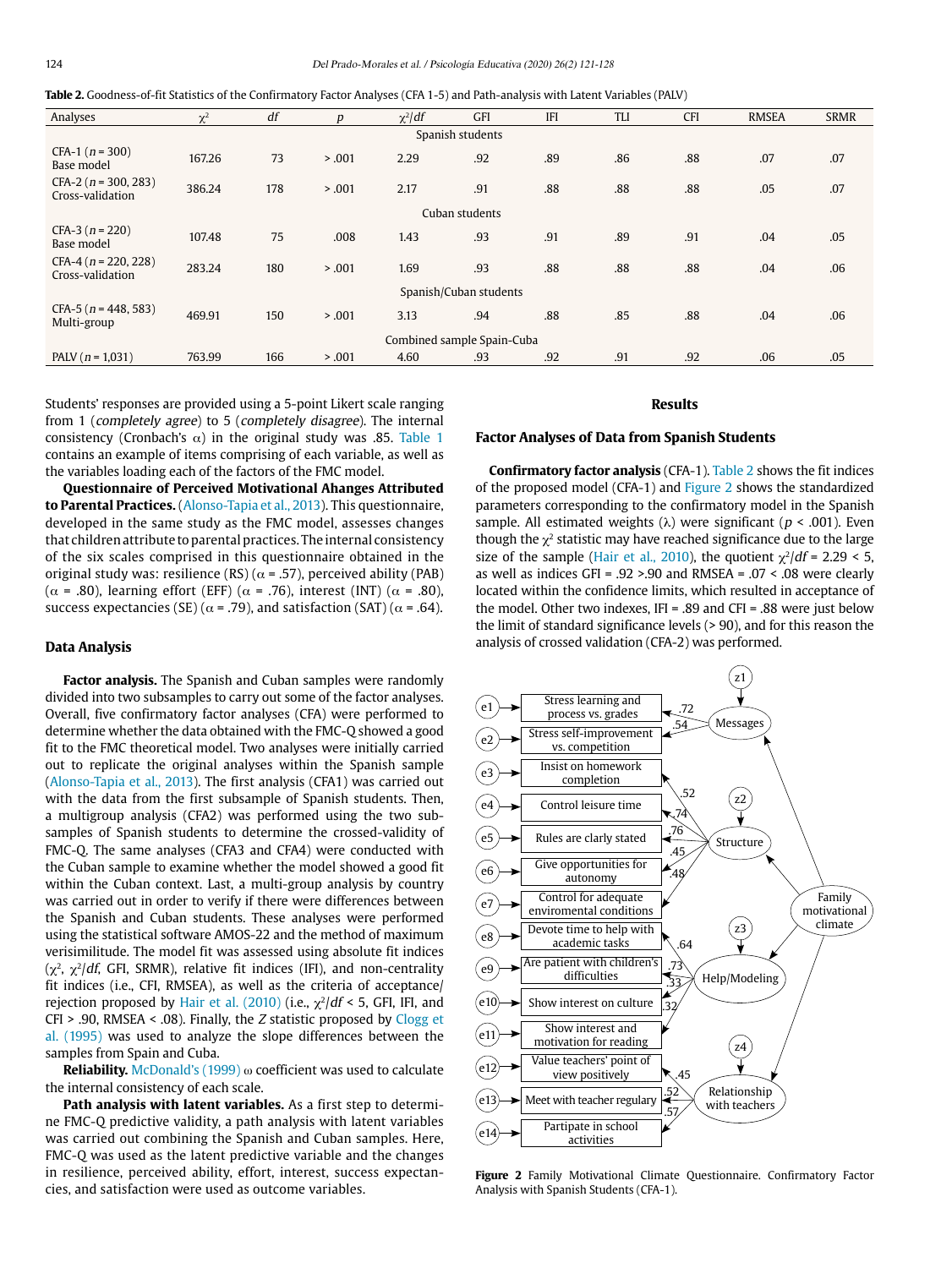**Table 2.** Goodness-of-fit Statistics of the Confirmatory Factor Analyses (CFA 1-5) and Path-analysis with Latent Variables (PALV)

| Analyses | $\chi^2$ | *df* | *p* | $\chi^2/df$ | GFI | IFI | TLI | CFI | RMSEA | SRMR |
|---|---|---|---|---|---|---|---|---|---|---|
| | | | | Spanish students | | | | | | |
| CFA-1 (*n* = 300) Base model | 167.26 | 73 | > .001 | 2.29 | .92 | .89 | .86 | .88 | .07 | .07 |
| CFA-2 (*n* = 300, 283) Cross-validation | 386.24 | 178 | > .001 | 2.17 | .91 | .88 | .88 | .88 | .05 | .07 |
| | | | | Cuban students | | | | | | |
| CFA-3 (*n* = 220) Base model | 107.48 | 75 | .008 | 1.43 | .93 | .91 | .89 | .91 | .04 | .05 |
| CFA-4 (*n* = 220, 228) Cross-validation | 283.24 | 180 | > .001 | 1.69 | .93 | .88 | .88 | .88 | .04 | .06 |
| | | | | Spanish/Cuban students | | | | | | |
| CFA-5 (*n* = 448, 583) Multi-group | 469.91 | 150 | > .001 | 3.13 | .94 | .88 | .85 | .88 | .04 | .06 |
| | | | | Combined sample Spain-Cuba | | | | | | |
| PALV (*n* = 1,031) | 763.99 | 166 | > .001 | 4.60 | .93 | .92 | .91 | .92 | .06 | .05 |

Students' responses are provided using a 5-point Likert scale ranging from 1 (*completely agree*) to 5 (*completely disagree*). The internal consistency (Cronbach's α) in the original study was .85. Table 1 contains an example of items comprising of each variable, as well as the variables loading each of the factors of the FMC model.

**Questionnaire of Perceived Motivational Ahanges Attributed to Parental Practices.** (Alonso-Tapia et al., 2013). This questionnaire, developed in the same study as the FMC model, assesses changes that children attribute to parental practices. The internal consistency of the six scales comprised in this questionnaire obtained in the original study was: resilience (RS) (α = .57), perceived ability (PAB) (α = .80), learning effort (EFF) (α = .76), interest (INT) (α = .80), success expectancies (SE) (α = .79), and satisfaction (SAT) (α = .64).

## Data Analysis

**Factor analysis.** The Spanish and Cuban samples were randomly divided into two subsamples to carry out some of the factor analyses. Overall, five confirmatory factor analyses (CFA) were performed to determine whether the data obtained with the FMC-Q showed a good fit to the FMC theoretical model. Two analyses were initially carried out to replicate the original analyses within the Spanish sample (Alonso-Tapia et al., 2013). The first analysis (CFA1) was carried out with the data from the first subsample of Spanish students. Then, a multigroup analysis (CFA2) was performed using the two subsamples of Spanish students to determine the crossed-validity of FMC-Q. The same analyses (CFA3 and CFA4) were conducted with the Cuban sample to examine whether the model showed a good fit within the Cuban context. Last, a multi-group analysis by country was carried out in order to verify if there were differences between the Spanish and Cuban students. These analyses were performed using the statistical software AMOS-22 and the method of maximum verisimilitude. The model fit was assessed using absolute fit indices ($\chi^2$, $\chi^2/df$, GFI, SRMR), relative fit indices (IFI), and non-centrality fit indices (i.e., CFI, RMSEA), as well as the criteria of acceptance/rejection proposed by Hair et al. (2010) (i.e., $\chi^2/df < 5$, GFI, IFI, and CFI > .90, RMSEA < .08). Finally, the *Z* statistic proposed by Clogg et al. (1995) was used to analyze the slope differences between the samples from Spain and Cuba.

**Reliability.** McDonald's (1999) ω coefficient was used to calculate the internal consistency of each scale.

**Path analysis with latent variables.** As a first step to determine FMC-Q predictive validity, a path analysis with latent variables was carried out combining the Spanish and Cuban samples. Here, FMC-Q was used as the latent predictive variable and the changes in resilience, perceived ability, effort, interest, success expectancies, and satisfaction were used as outcome variables.

## Results

### Factor Analyses of Data from Spanish Students

**Confirmatory factor analysis** (CFA-1). Table 2 shows the fit indices of the proposed model (CFA-1) and Figure 2 shows the standardized parameters corresponding to the confirmatory model in the Spanish sample. All estimated weights (λ) were significant ($p < .001$). Even though the $\chi^2$ statistic may have reached significance due to the large size of the sample (Hair et al., 2010), the quotient $\chi^2/df = 2.29 < 5$, as well as indices GFI = .92 >.90 and RMSEA = .07 < .08 were clearly located within the confidence limits, which resulted in acceptance of the model. Other two indexes, IFI = .89 and CFI = .88 were just below the limit of standard significance levels (> 90), and for this reason the analysis of crossed validation (CFA-2) was performed.

**Figure 2** Family Motivational Climate Questionnaire. Confirmatory Factor Analysis with Spanish Students (CFA-1).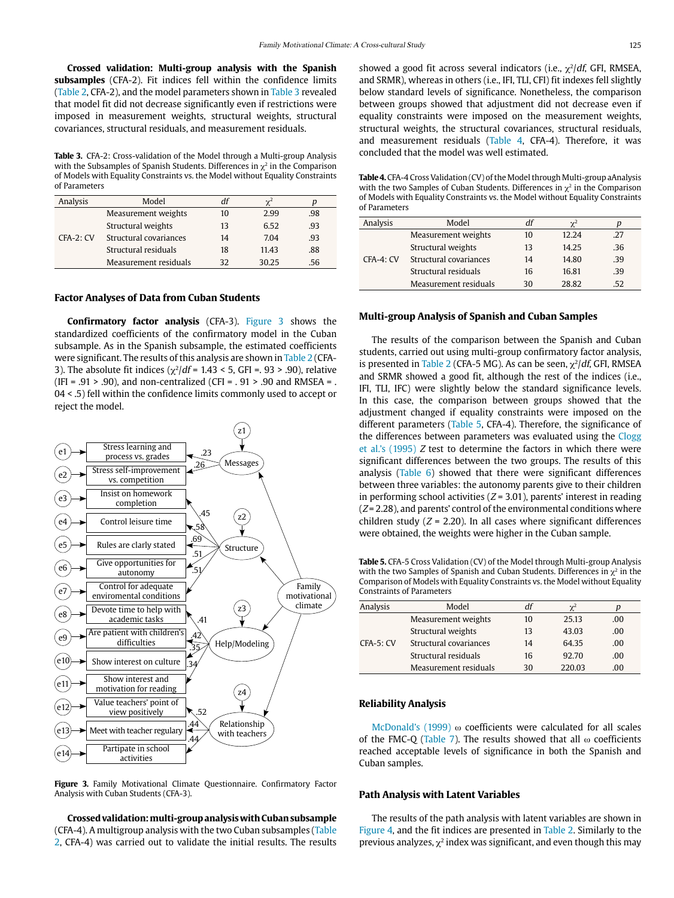**Crossed validation: Multi-group analysis with the Spanish subsamples** (CFA-2). Fit indices fell within the confidence limits (Table 2, CFA-2), and the model parameters shown in Table 3 revealed that model fit did not decrease significantly even if restrictions were imposed in measurement weights, structural weights, structural covariances, structural residuals, and measurement residuals.

**Table 3.** CFA-2: Cross-validation of the Model through a Multi-group Analysis with the Subsamples of Spanish Students. Differences in $\chi^2$ in the Comparison of Models with Equality Constraints vs. the Model without Equality Constraints of Parameters

| Analysis | Model | *df* | $\chi^2$ | *p* |
|---|---|---|---|---|
| CFA-2: CV | Measurement weights | 10 | 2.99 | .98 |
| | Structural weights | 13 | 6.52 | .93 |
| | Structural covariances | 14 | 7.04 | .93 |
| | Structural residuals | 18 | 11.43 | .88 |
| | Measurement residuals | 32 | 30.25 | .56 |

## Factor Analyses of Data from Cuban Students

**Confirmatory factor analysis** (CFA-3). Figure 3 shows the standardized coefficients of the confirmatory model in the Cuban subsample. As in the Spanish subsample, the estimated coefficients were significant. The results of this analysis are shown in Table 2 (CFA-3). The absolute fit indices ($\chi^2/df$ = 1.43 < 5, GFI =. 93 > .90), relative (IFI = .91 > .90), and non-centralized (CFI = . 91 > .90 and RMSEA = . 04 < .5) fell within the confidence limits commonly used to accept or reject the model.

**Figure 3.** Family Motivational Climate Questionnaire. Confirmatory Factor Analysis with Cuban Students (CFA-3).

**Crossed validation: multi-group analysis with Cuban subsample** (CFA-4). A multigroup analysis with the two Cuban subsamples (Table 2, CFA-4) was carried out to validate the initial results. The results showed a good fit across several indicators (i.e., $\chi^2/df$, GFI, RMSEA, and SRMR), whereas in others (i.e., IFI, TLI, CFI) fit indexes fell slightly below standard levels of significance. Nonetheless, the comparison between groups showed that adjustment did not decrease even if equality constraints were imposed on the measurement weights, structural weights, the structural covariances, structural residuals, and measurement residuals (Table 4, CFA-4). Therefore, it was concluded that the model was well estimated.

**Table 4.** CFA-4 Cross Validation (CV) of the Model through Multi-group aAnalysis with the two Samples of Cuban Students. Differences in $\chi^2$ in the Comparison of Models with Equality Constraints vs. the Model without Equality Constraints of Parameters

| Analysis | Model | *df* | $\chi^2$ | *p* |
|---|---|---|---|---|
| CFA-4: CV | Measurement weights | 10 | 12.24 | .27 |
| | Structural weights | 13 | 14.25 | .36 |
| | Structural covariances | 14 | 14.80 | .39 |
| | Structural residuals | 16 | 16.81 | .39 |
| | Measurement residuals | 30 | 28.82 | .52 |

## Multi-group Analysis of Spanish and Cuban Samples

The results of the comparison between the Spanish and Cuban students, carried out using multi-group confirmatory factor analysis, is presented in Table 2 (CFA-5 MG). As can be seen, $\chi^2/df$, GFI, RMSEA and SRMR showed a good fit, although the rest of the indices (i.e., IFI, TLI, IFC) were slightly below the standard significance levels. In this case, the comparison between groups showed that the adjustment changed if equality constraints were imposed on the different parameters (Table 5, CFA-4). Therefore, the significance of the differences between parameters was evaluated using the Clogg et al.'s (1995) *Z* test to determine the factors in which there were significant differences between the two groups. The results of this analysis (Table 6) showed that there were significant differences between three variables: the autonomy parents give to their children in performing school activities (*Z* = 3.01), parents' interest in reading (*Z* = 2.28), and parents' control of the environmental conditions where children study (*Z* = 2.20). In all cases where significant differences were obtained, the weights were higher in the Cuban sample.

**Table 5.** CFA-5 Cross Validation (CV) of the Model through Multi-group Analysis with the two Samples of Spanish and Cuban Students. Differences in $\chi^2$ in the Comparison of Models with Equality Constraints vs. the Model without Equality Constraints of Parameters

| Analysis | Model | *df* | $\chi^2$ | *p* |
|---|---|---|---|---|
| CFA-5: CV | Measurement weights | 10 | 25.13 | .00 |
| | Structural weights | 13 | 43.03 | .00 |
| | Structural covariances | 14 | 64.35 | .00 |
| | Structural residuals | 16 | 92.70 | .00 |
| | Measurement residuals | 30 | 220.03 | .00 |

## Reliability Analysis

McDonald's (1999) ω coefficients were calculated for all scales of the FMC-Q (Table 7). The results showed that all ω coefficients reached acceptable levels of significance in both the Spanish and Cuban samples.

## Path Analysis with Latent Variables

The results of the path analysis with latent variables are shown in Figure 4, and the fit indices are presented in Table 2. Similarly to the previous analyzes, $\chi^2$ index was significant, and even though this may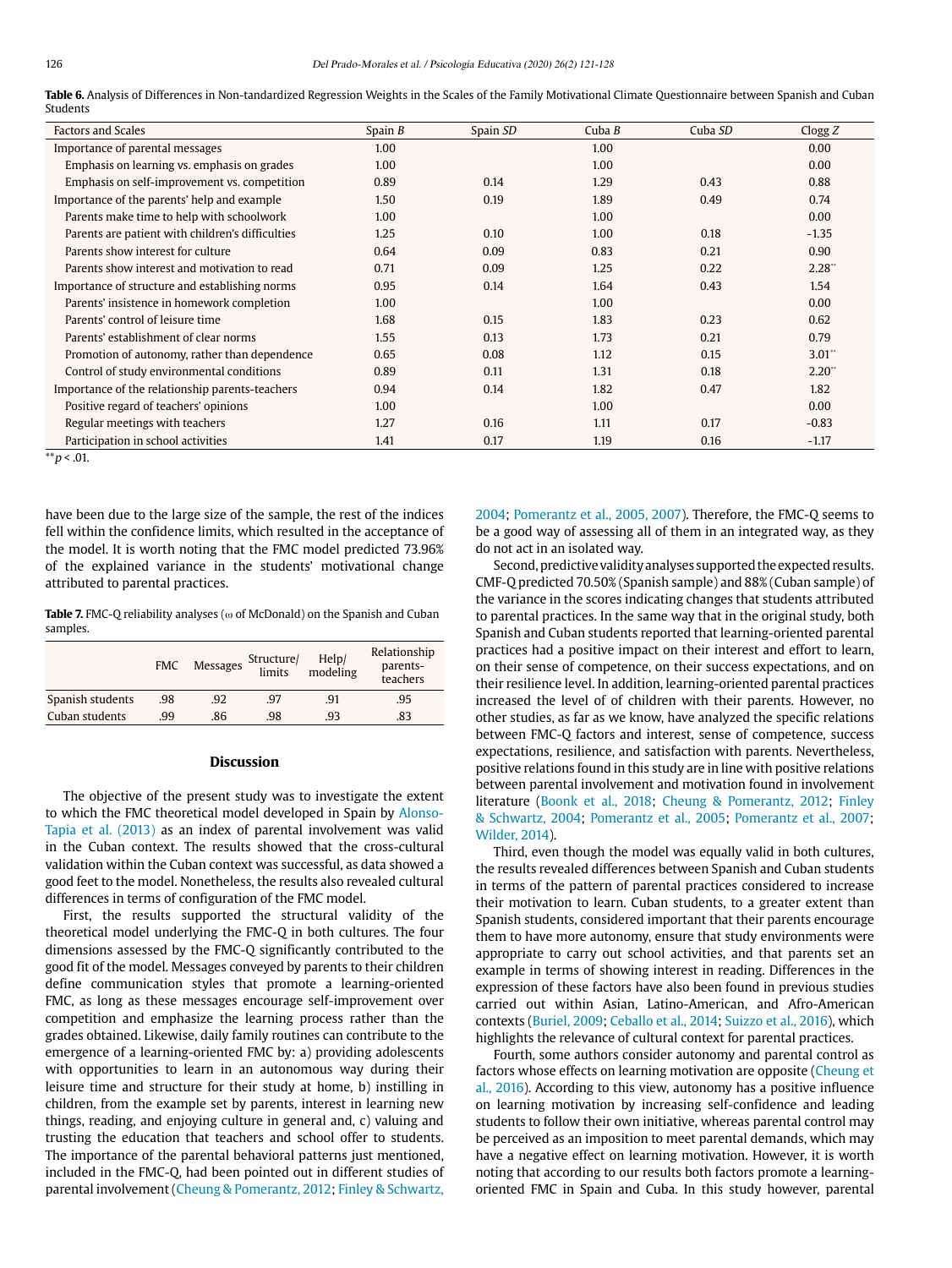**Table 6.** Analysis of Differences in Non-tandardized Regression Weights in the Scales of the Family Motivational Climate Questionnaire between Spanish and Cuban Students

| Factors and Scales | Spain *B* | Spain *SD* | Cuba *B* | Cuba *SD* | Clogg *Z* |
|---|---|---|---|---|---|
| Importance of parental messages | 1.00 | | 1.00 | | 0.00 |
| Emphasis on learning vs. emphasis on grades | 1.00 | | 1.00 | | 0.00 |
| Emphasis on self-improvement vs. competition | 0.89 | 0.14 | 1.29 | 0.43 | 0.88 |
| Importance of the parents' help and example | 1.50 | 0.19 | 1.89 | 0.49 | 0.74 |
| Parents make time to help with schoolwork | 1.00 | | 1.00 | | 0.00 |
| Parents are patient with children's difficulties | 1.25 | 0.10 | 1.00 | 0.18 | -1.35 |
| Parents show interest for culture | 0.64 | 0.09 | 0.83 | 0.21 | 0.90 |
| Parents show interest and motivation to read | 0.71 | 0.09 | 1.25 | 0.22 | 2.28** |
| Importance of structure and establishing norms | 0.95 | 0.14 | 1.64 | 0.43 | 1.54 |
| Parents' insistence in homework completion | 1.00 | | 1.00 | | 0.00 |
| Parents' control of leisure time | 1.68 | 0.15 | 1.83 | 0.23 | 0.62 |
| Parents' establishment of clear norms | 1.55 | 0.13 | 1.73 | 0.21 | 0.79 |
| Promotion of autonomy, rather than dependence | 0.65 | 0.08 | 1.12 | 0.15 | 3.01** |
| Control of study environmental conditions | 0.89 | 0.11 | 1.31 | 0.18 | 2.20** |
| Importance of the relationship parents-teachers | 0.94 | 0.14 | 1.82 | 0.47 | 1.82 |
| Positive regard of teachers' opinions | 1.00 | | 1.00 | | 0.00 |
| Regular meetings with teachers | 1.27 | 0.16 | 1.11 | 0.17 | -0.83 |
| Participation in school activities | 1.41 | 0.17 | 1.19 | 0.16 | -1.17 |

**$p < .01$.

have been due to the large size of the sample, the rest of the indices fell within the confidence limits, which resulted in the acceptance of the model. It is worth noting that the FMC model predicted 73.96% of the explained variance in the students' motivational change attributed to parental practices.

**Table 7.** FMC-Q reliability analyses (ω of McDonald) on the Spanish and Cuban samples.

| | FMC | Messages | Structure/ limits | Help/ modeling | Relationship parents-teachers |
|---|---|---|---|---|---|
| Spanish students | .98 | .92 | .97 | .91 | .95 |
| Cuban students | .99 | .86 | .98 | .93 | .83 |

## Discussion

The objective of the present study was to investigate the extent to which the FMC theoretical model developed in Spain by Alonso-Tapia et al. (2013) as an index of parental involvement was valid in the Cuban context. The results showed that the cross-cultural validation within the Cuban context was successful, as data showed a good feet to the model. Nonetheless, the results also revealed cultural differences in terms of configuration of the FMC model.

First, the results supported the structural validity of the theoretical model underlying the FMC-Q in both cultures. The four dimensions assessed by the FMC-Q significantly contributed to the good fit of the model. Messages conveyed by parents to their children define communication styles that promote a learning-oriented FMC, as long as these messages encourage self-improvement over competition and emphasize the learning process rather than the grades obtained. Likewise, daily family routines can contribute to the emergence of a learning-oriented FMC by: a) providing adolescents with opportunities to learn in an autonomous way during their leisure time and structure for their study at home, b) instilling in children, from the example set by parents, interest in learning new things, reading, and enjoying culture in general and, c) valuing and trusting the education that teachers and school offer to students. The importance of the parental behavioral patterns just mentioned, included in the FMC-Q, had been pointed out in different studies of parental involvement (Cheung & Pomerantz, 2012; Finley & Schwartz, 2004; Pomerantz et al., 2005, 2007). Therefore, the FMC-Q seems to be a good way of assessing all of them in an integrated way, as they do not act in an isolated way.

Second, predictive validity analyses supported the expected results. CMF-Q predicted 70.50% (Spanish sample) and 88% (Cuban sample) of the variance in the scores indicating changes that students attributed to parental practices. In the same way that in the original study, both Spanish and Cuban students reported that learning-oriented parental practices had a positive impact on their interest and effort to learn, on their sense of competence, on their success expectations, and on their resilience level. In addition, learning-oriented parental practices increased the level of of children with their parents. However, no other studies, as far as we know, have analyzed the specific relations between FMC-Q factors and interest, sense of competence, success expectations, resilience, and satisfaction with parents. Nevertheless, positive relations found in this study are in line with positive relations between parental involvement and motivation found in involvement literature (Boonk et al., 2018; Cheung & Pomerantz, 2012; Finley & Schwartz, 2004; Pomerantz et al., 2005; Pomerantz et al., 2007; Wilder, 2014).

Third, even though the model was equally valid in both cultures, the results revealed differences between Spanish and Cuban students in terms of the pattern of parental practices considered to increase their motivation to learn. Cuban students, to a greater extent than Spanish students, considered important that their parents encourage them to have more autonomy, ensure that study environments were appropriate to carry out school activities, and that parents set an example in terms of showing interest in reading. Differences in the expression of these factors have also been found in previous studies carried out within Asian, Latino-American, and Afro-American contexts (Buriel, 2009; Ceballo et al., 2014; Suizzo et al., 2016), which highlights the relevance of cultural context for parental practices.

Fourth, some authors consider autonomy and parental control as factors whose effects on learning motivation are opposite (Cheung et al., 2016). According to this view, autonomy has a positive influence on learning motivation by increasing self-confidence and leading students to follow their own initiative, whereas parental control may be perceived as an imposition to meet parental demands, which may have a negative effect on learning motivation. However, it is worth noting that according to our results both factors promote a learning-oriented FMC in Spain and Cuba. In this study however, parental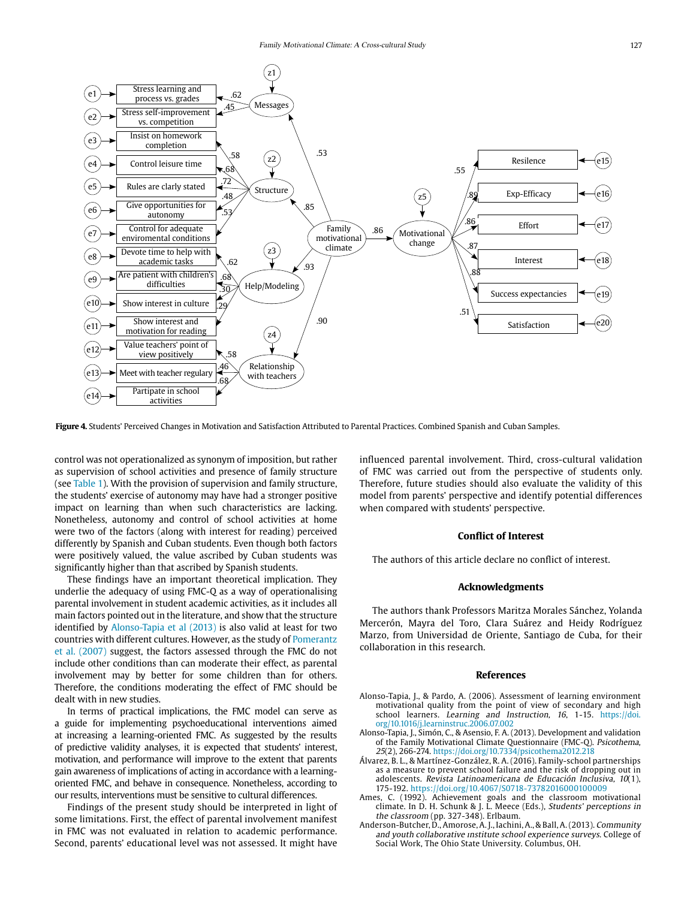**Figure 4.** Students' Perceived Changes in Motivation and Satisfaction Attributed to Parental Practices. Combined Spanish and Cuban Samples.

control was not operationalized as synonym of imposition, but rather as supervision of school activities and presence of family structure (see Table 1). With the provision of supervision and family structure, the students' exercise of autonomy may have had a stronger positive impact on learning than when such characteristics are lacking. Nonetheless, autonomy and control of school activities at home were two of the factors (along with interest for reading) perceived differently by Spanish and Cuban students. Even though both factors were positively valued, the value ascribed by Cuban students was significantly higher than that ascribed by Spanish students.

These findings have an important theoretical implication. They underlie the adequacy of using FMC-Q as a way of operationalising parental involvement in student academic activities, as it includes all main factors pointed out in the literature, and show that the structure identified by Alonso-Tapia et al (2013) is also valid at least for two countries with different cultures. However, as the study of Pomerantz et al. (2007) suggest, the factors assessed through the FMC do not include other conditions than can moderate their effect, as parental involvement may by better for some children than for others. Therefore, the conditions moderating the effect of FMC should be dealt with in new studies.

In terms of practical implications, the FMC model can serve as a guide for implementing psychoeducational interventions aimed at increasing a learning-oriented FMC. As suggested by the results of predictive validity analyses, it is expected that students' interest, motivation, and performance will improve to the extent that parents gain awareness of implications of acting in accordance with a learning-oriented FMC, and behave in consequence. Nonetheless, according to our results, interventions must be sensitive to cultural differences.

Findings of the present study should be interpreted in light of some limitations. First, the effect of parental involvement manifest in FMC was not evaluated in relation to academic performance. Second, parents' educational level was not assessed. It might have influenced parental involvement. Third, cross-cultural validation of FMC was carried out from the perspective of students only. Therefore, future studies should also evaluate the validity of this model from parents' perspective and identify potential differences when compared with students' perspective.

## Conflict of Interest

The authors of this article declare no conflict of interest.

## Acknowledgments

The authors thank Professors Maritza Morales Sánchez, Yolanda Mercerón, Mayra del Toro, Clara Suárez and Heidy Rodríguez Marzo, from Universidad de Oriente, Santiago de Cuba, for their collaboration in this research.

## References

Alonso-Tapia, J., & Pardo, A. (2006). Assessment of learning environment motivational quality from the point of view of secondary and high school learners. *Learning and Instruction, 16*, 1-15. https://doi.org/10.1016/j.learninstruc.2006.07.002

Alonso-Tapia, J., Simón, C., & Asensio, F. A. (2013). Development and validation of the Family Motivational Climate Questionnaire (FMC-Q). *Psicothema, 25*(2), 266-274. https://doi.org/10.7334/psicothema2012.218

Álvarez, B. L., & Martínez-González, R. A. (2016). Family-school partnerships as a measure to prevent school failure and the risk of dropping out in adolescents. *Revista Latinoamericana de Educación Inclusiva, 10*(1), 175-192. https://doi.org/10.4067/S0718-73782016000100009

Ames, C. (1992). Achievement goals and the classroom motivational climate. In D. H. Schunk & J. L. Meece (Eds.), *Students' perceptions in the classroom* (pp. 327-348). Erlbaum.

Anderson-Butcher, D., Amorose, A. J., Iachini, A., & Ball, A. (2013). *Community and youth collaborative institute school experience surveys*. College of Social Work, The Ohio State University. Columbus, OH.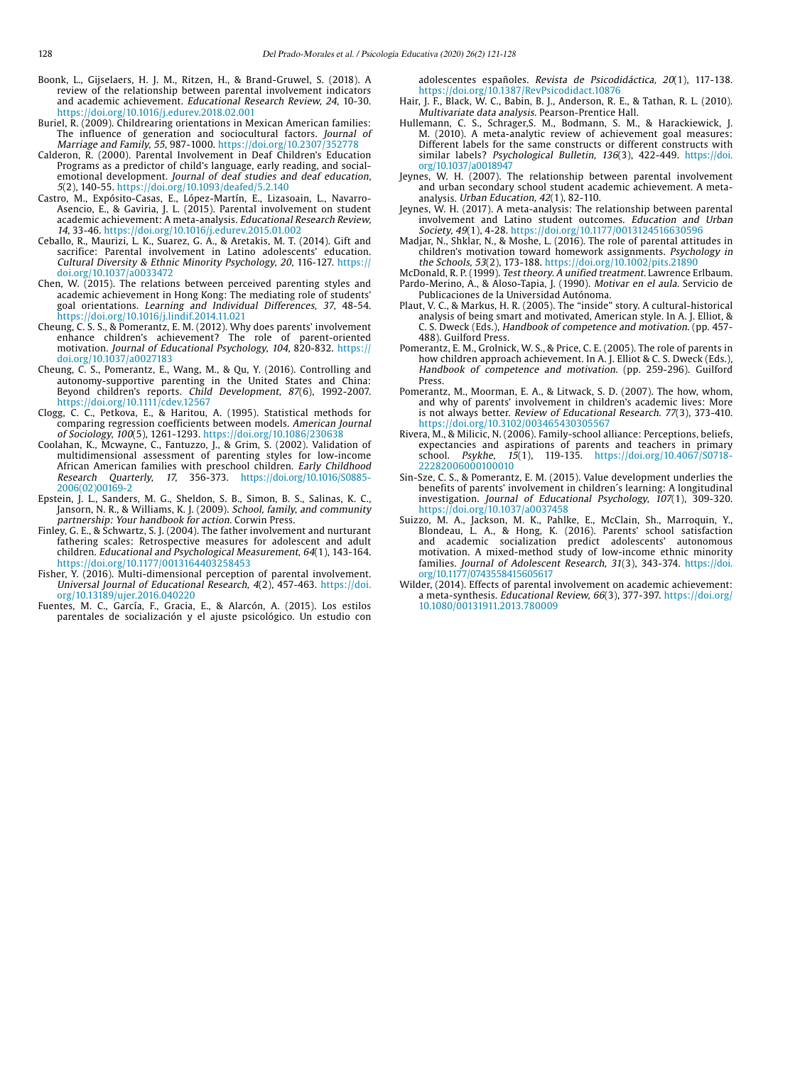Boonk, L., Gijselaers, H. J. M., Ritzen, H., & Brand-Gruwel, S. (2018). A review of the relationship between parental involvement indicators and academic achievement. *Educational Research Review, 24*, 10-30. https://doi.org/10.1016/j.edurev.2018.02.001

Buriel, R. (2009). Childrearing orientations in Mexican American families: The influence of generation and sociocultural factors. *Journal of Marriage and Family, 55*, 987-1000. https://doi.org/10.2307/352778

Calderon, R. (2000). Parental Involvement in Deaf Children's Education Programs as a predictor of child's language, early reading, and social-emotional development. *Journal of deaf studies and deaf education, 5*(2), 140-55. https://doi.org/10.1093/deafed/5.2.140

Castro, M., Expósito-Casas, E., López-Martín, E., Lizasoain, L., Navarro-Asencio, E., & Gaviria, J. L. (2015). Parental involvement on student academic achievement: A meta-analysis. *Educational Research Review, 14*, 33-46. https://doi.org/10.1016/j.edurev.2015.01.002

Ceballo, R., Maurizi, L. K., Suarez, G. A., & Aretakis, M. T. (2014). Gift and sacrifice: Parental involvement in Latino adolescents' education. *Cultural Diversity & Ethnic Minority Psychology, 20*, 116-127. https://doi.org/10.1037/a0033472

Chen, W. (2015). The relations between perceived parenting styles and academic achievement in Hong Kong: The mediating role of students' goal orientations. *Learning and Individual Differences, 37*, 48-54. https://doi.org/10.1016/j.lindif.2014.11.021

Cheung, C. S. S., & Pomerantz, E. M. (2012). Why does parents' involvement enhance children's achievement? The role of parent-oriented motivation. *Journal of Educational Psychology, 104*, 820-832. https://doi.org/10.1037/a0027183

Cheung, C. S., Pomerantz, E., Wang, M., & Qu, Y. (2016). Controlling and autonomy-supportive parenting in the United States and China: Beyond children's reports. *Child Development, 87*(6), 1992-2007. https://doi.org/10.1111/cdev.12567

Clogg, C. C., Petkova, E., & Haritou, A. (1995). Statistical methods for comparing regression coefficients between models. *American Journal of Sociology, 100*(5), 1261-1293. https://doi.org/10.1086/230638

Coolahan, K., Mcwayne, C., Fantuzzo, J., & Grim, S. (2002). Validation of multidimensional assessment of parenting styles for low-income African American families with preschool children. *Early Childhood Research Quarterly, 17*, 356-373. https://doi.org/10.1016/S0885-2006(02)00169-2

Epstein, J. L., Sanders, M. G., Sheldon, S. B., Simon, B. S., Salinas, K. C., Jansorn, N. R., & Williams, K. J. (2009). *School, family, and community partnership: Your handbook for action.* Corwin Press.

Finley, G. E., & Schwartz, S. J. (2004). The father involvement and nurturant fathering scales: Retrospective measures for adolescent and adult children. *Educational and Psychological Measurement, 64*(1), 143-164. https://doi.org/10.1177/0013164403258453

Fisher, Y. (2016). Multi-dimensional perception of parental involvement. *Universal Journal of Educational Research, 4*(2), 457-463. https://doi.org/10.13189/ujer.2016.040220

Fuentes, M. C., García, F., Gracia, E., & Alarcón, A. (2015). Los estilos parentales de socialización y el ajuste psicológico. Un estudio con adolescentes españoles. *Revista de Psicodidáctica, 20*(1), 117-138. https://doi.org/10.1387/RevPsicodidact.10876

Hair, J. F., Black, W. C., Babin, B. J., Anderson, R. E., & Tathan, R. L. (2010). *Multivariate data analysis.* Pearson-Prentice Hall.

Hullemann, C. S., Schrager,S. M., Bodmann, S. M., & Harackiewick, J. M. (2010). A meta-analytic review of achievement goal measures: Different labels for the same constructs or different constructs with similar labels? *Psychological Bulletin, 136*(3), 422-449. https://doi.org/10.1037/a0018947

Jeynes, W. H. (2007). The relationship between parental involvement and urban secondary school student academic achievement. A meta-analysis. *Urban Education, 42*(1), 82-110.

Jeynes, W. H. (2017). A meta-analysis: The relationship between parental involvement and Latino student outcomes. *Education and Urban Society, 49*(1), 4-28. https://doi.org/10.1177/0013124516630596

Madjar, N., Shklar, N., & Moshe, L. (2016). The role of parental attitudes in children's motivation toward homework assignments. *Psychology in the Schools, 53*(2), 173-188. https://doi.org/10.1002/pits.21890

McDonald, R. P. (1999). *Test theory. A unified treatment.* Lawrence Erlbaum.

Pardo-Merino, A., & Aloso-Tapia, J. (1990). *Motivar en el aula.* Servicio de Publicaciones de la Universidad Autónoma.

Plaut, V. C., & Markus, H. R. (2005). The "inside" story. A cultural-historical analysis of being smart and motivated, American style. In A. J. Elliot, & C. S. Dweck (Eds.), *Handbook of competence and motivation.* (pp. 457-488). Guilford Press.

Pomerantz, E. M., Grolnick, W. S., & Price, C. E. (2005). The role of parents in how children approach achievement. In A. J. Elliot & C. S. Dweck (Eds.), *Handbook of competence and motivation.* (pp. 259-296). Guilford Press.

Pomerantz, M., Moorman, E. A., & Litwack, S. D. (2007). The how, whom, and why of parents' involvement in children's academic lives: More is not always better. *Review of Educational Research. 77*(3), 373-410. https://doi.org/10.3102/003465430305567

Rivera, M., & Milicic, N. (2006). Family-school alliance: Perceptions, beliefs, expectancies and aspirations of parents and teachers in primary school. *Psykhe, 15*(1), 119-135. https://doi.org/10.4067/S0718-22282006000100010

Sin-Sze, C. S., & Pomerantz, E. M. (2015). Value development underlies the benefits of parents' involvement in children´s learning: A longitudinal investigation. *Journal of Educational Psychology, 107*(1), 309-320. https://doi.org/10.1037/a0037458

Suizzo, M. A., Jackson, M. K., Pahlke, E., McClain, Sh., Marroquin, Y., Blondeau, L. A., & Hong, K. (2016). Parents' school satisfaction and academic socialization predict adolescents' autonomous motivation. A mixed-method study of low-income ethnic minority families. *Journal of Adolescent Research, 31*(3), 343-374. https://doi.org/10.1177/0743558415605617

Wilder, (2014). Effects of parental involvement on academic achievement: a meta-synthesis. *Educational Review, 66*(3), 377-397. https://doi.org/10.1080/00131911.2013.780009